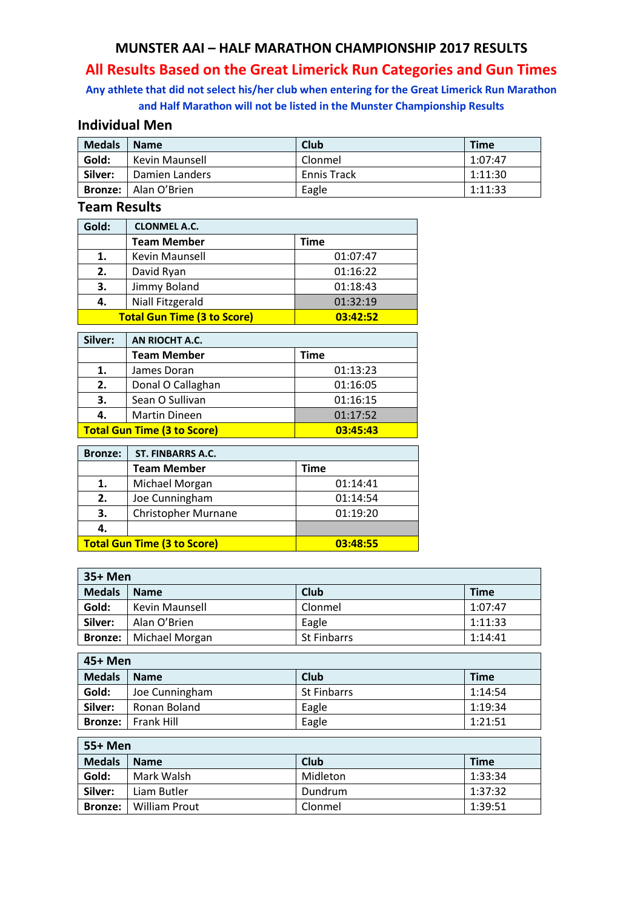# MUNSTER AAI – HALF MARATHON CHAMPIONSHIP 2017 RESULTS

## All Results Based on the Great Limerick Run Categories and Gun Times

**Any athlete that did not select his/her club when entering for the Great Limerick Run Marathon and Half Marathon will not be listed in the Munster Championship Results**

## Individual Men

| Medals | Name | Club | Time |
|---|---|---|---|
| **Gold:** | Kevin Maunsell | Clonmel | 1:07:47 |
| **Silver:** | Damien Landers | Ennis Track | 1:11:30 |
| **Bronze:** | Alan O'Brien | Eagle | 1:11:33 |

## Team Results

| Gold: | CLONMEL A.C. | |
|---|---|---|
| | **Team Member** | **Time** |
| **1.** | Kevin Maunsell | 01:07:47 |
| **2.** | David Ryan | 01:16:22 |
| **3.** | Jimmy Boland | 01:18:43 |
| **4.** | Niall Fitzgerald | 01:32:19 |
| | **Total Gun Time (3 to Score)** | **03:42:52** |

| Silver: | AN RIOCHT A.C. | |
|---|---|---|
| | **Team Member** | **Time** |
| **1.** | James Doran | 01:13:23 |
| **2.** | Donal O Callaghan | 01:16:05 |
| **3.** | Sean O Sullivan | 01:16:15 |
| **4.** | Martin Dineen | 01:17:52 |
| **Total Gun Time (3 to Score)** | | **03:45:43** |

| Bronze: | ST. FINBARRS A.C. | |
|---|---|---|
| | **Team Member** | **Time** |
| **1.** | Michael Morgan | 01:14:41 |
| **2.** | Joe Cunningham | 01:14:54 |
| **3.** | Christopher Murnane | 01:19:20 |
| **4.** | | |
| **Total Gun Time (3 to Score)** | | **03:48:55** |

| 35+ Men | | | |
|---|---|---|---|
| **Medals** | **Name** | **Club** | **Time** |
| **Gold:** | Kevin Maunsell | Clonmel | 1:07:47 |
| **Silver:** | Alan O'Brien | Eagle | 1:11:33 |
| **Bronze:** | Michael Morgan | St Finbarrs | 1:14:41 |

| 45+ Men | | | |
|---|---|---|---|
| **Medals** | **Name** | **Club** | **Time** |
| **Gold:** | Joe Cunningham | St Finbarrs | 1:14:54 |
| **Silver:** | Ronan Boland | Eagle | 1:19:34 |
| **Bronze:** | Frank Hill | Eagle | 1:21:51 |

| 55+ Men | | | |
|---|---|---|---|
| **Medals** | **Name** | **Club** | **Time** |
| **Gold:** | Mark Walsh | Midleton | 1:33:34 |
| **Silver:** | Liam Butler | Dundrum | 1:37:32 |
| **Bronze:** | William Prout | Clonmel | 1:39:51 |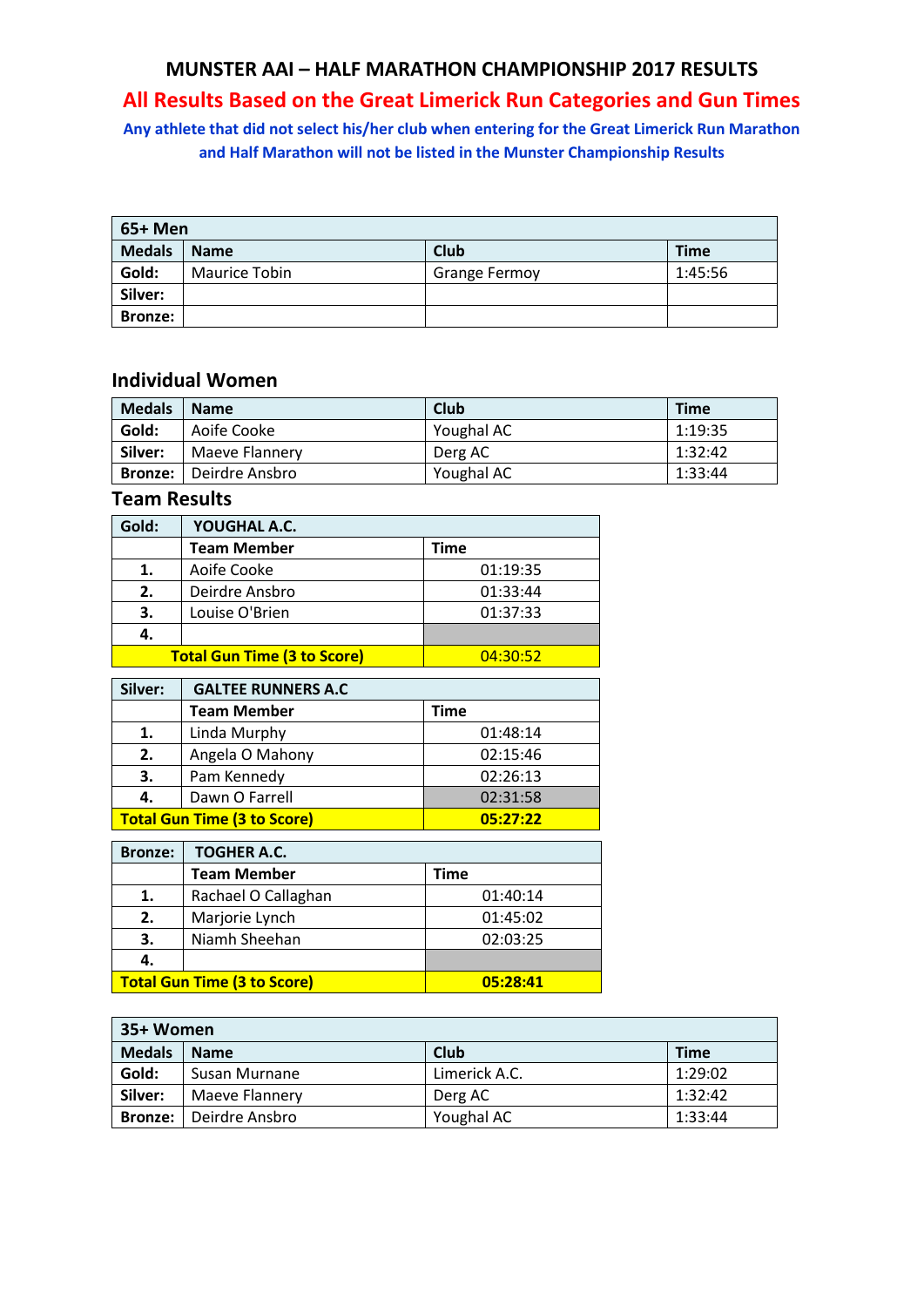# MUNSTER AAI – HALF MARATHON CHAMPIONSHIP 2017 RESULTS

## All Results Based on the Great Limerick Run Categories and Gun Times

**Any athlete that did not select his/her club when entering for the Great Limerick Run Marathon and Half Marathon will not be listed in the Munster Championship Results**

| 65+ Men | | | |
|---|---|---|---|
| **Medals** | **Name** | **Club** | **Time** |
| **Gold:** | Maurice Tobin | Grange Fermoy | 1:45:56 |
| **Silver:** | | | |
| **Bronze:** | | | |

## Individual Women

| Medals | Name | Club | Time |
|---|---|---|---|
| **Gold:** | Aoife Cooke | Youghal AC | 1:19:35 |
| **Silver:** | Maeve Flannery | Derg AC | 1:32:42 |
| **Bronze:** | Deirdre Ansbro | Youghal AC | 1:33:44 |

## Team Results

| Gold: | YOUGHAL A.C. | |
|---|---|---|
| | **Team Member** | **Time** |
| **1.** | Aoife Cooke | 01:19:35 |
| **2.** | Deirdre Ansbro | 01:33:44 |
| **3.** | Louise O'Brien | 01:37:33 |
| **4.** | | |
| **Total Gun Time (3 to Score)** | | **04:30:52** |

| Silver: | GALTEE RUNNERS A.C | |
|---|---|---|
| | **Team Member** | **Time** |
| **1.** | Linda Murphy | 01:48:14 |
| **2.** | Angela O Mahony | 02:15:46 |
| **3.** | Pam Kennedy | 02:26:13 |
| **4.** | Dawn O Farrell | 02:31:58 |
| **Total Gun Time (3 to Score)** | | **05:27:22** |

| Bronze: | TOGHER A.C. | |
|---|---|---|
| | **Team Member** | **Time** |
| **1.** | Rachael O Callaghan | 01:40:14 |
| **2.** | Marjorie Lynch | 01:45:02 |
| **3.** | Niamh Sheehan | 02:03:25 |
| **4.** | | |
| **Total Gun Time (3 to Score)** | | **05:28:41** |

| 35+ Women | | | |
|---|---|---|---|
| **Medals** | **Name** | **Club** | **Time** |
| **Gold:** | Susan Murnane | Limerick A.C. | 1:29:02 |
| **Silver:** | Maeve Flannery | Derg AC | 1:32:42 |
| **Bronze:** | Deirdre Ansbro | Youghal AC | 1:33:44 |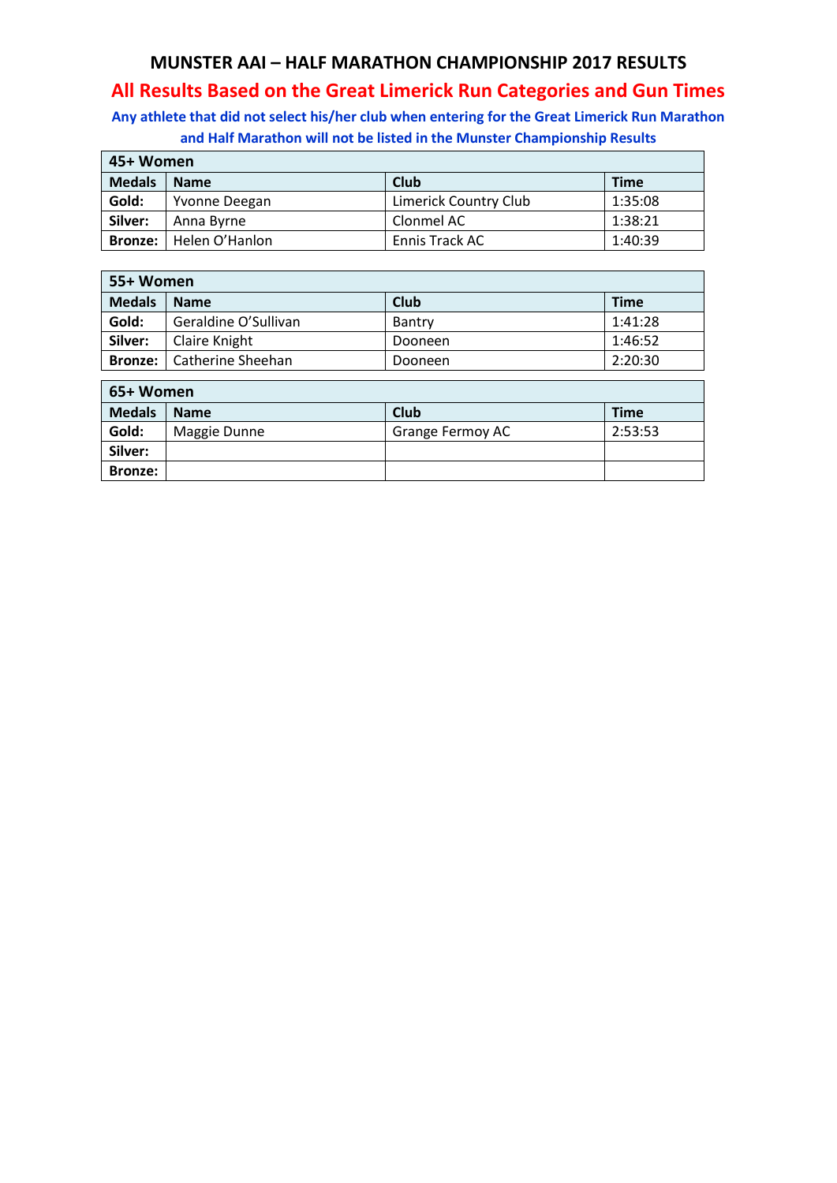# MUNSTER AAI – HALF MARATHON CHAMPIONSHIP 2017 RESULTS

## All Results Based on the Great Limerick Run Categories and Gun Times

**Any athlete that did not select his/her club when entering for the Great Limerick Run Marathon and Half Marathon will not be listed in the Munster Championship Results**

| 45+ Women | | | |
|---|---|---|---|
| **Medals** | **Name** | **Club** | **Time** |
| **Gold:** | Yvonne Deegan | Limerick Country Club | 1:35:08 |
| **Silver:** | Anna Byrne | Clonmel AC | 1:38:21 |
| **Bronze:** | Helen O'Hanlon | Ennis Track AC | 1:40:39 |

| 55+ Women | | | |
|---|---|---|---|
| **Medals** | **Name** | **Club** | **Time** |
| **Gold:** | Geraldine O'Sullivan | Bantry | 1:41:28 |
| **Silver:** | Claire Knight | Dooneen | 1:46:52 |
| **Bronze:** | Catherine Sheehan | Dooneen | 2:20:30 |

| 65+ Women | | | |
|---|---|---|---|
| **Medals** | **Name** | **Club** | **Time** |
| **Gold:** | Maggie Dunne | Grange Fermoy AC | 2:53:53 |
| **Silver:** | | | |
| **Bronze:** | | | |